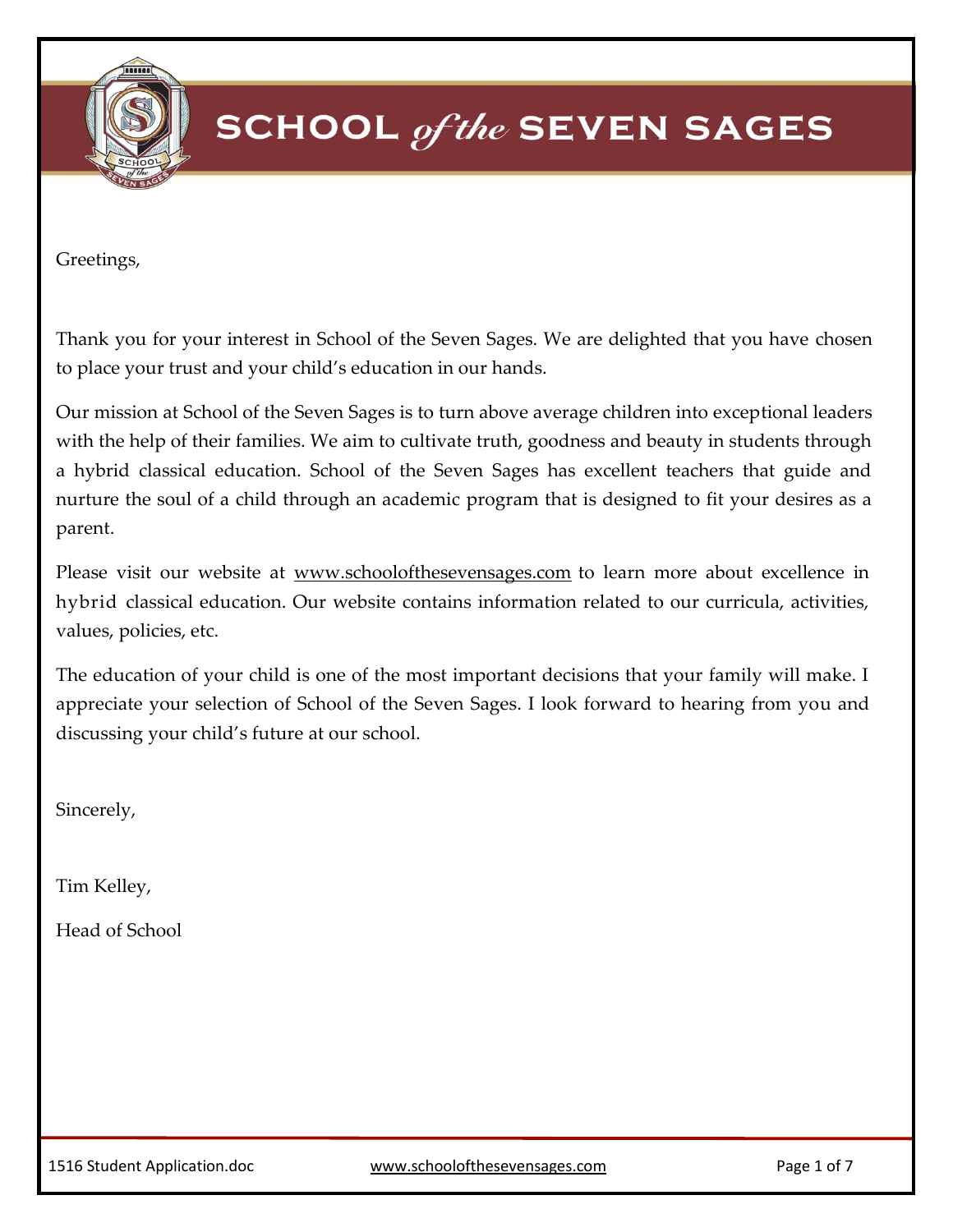# SCHOOL *of the* SEVEN SAGES

Greetings,

Thank you for your interest in School of the Seven Sages. We are delighted that you have chosen to place your trust and your child's education in our hands.

Our mission at School of the Seven Sages is to turn above average children into exceptional leaders with the help of their families. We aim to cultivate truth, goodness and beauty in students through a hybrid classical education. School of the Seven Sages has excellent teachers that guide and nurture the soul of a child through an academic program that is designed to fit your desires as a parent.

Please visit our website at www.schoolofthesevensages.com to learn more about excellence in hybrid classical education. Our website contains information related to our curricula, activities, values, policies, etc.

The education of your child is one of the most important decisions that your family will make. I appreciate your selection of School of the Seven Sages. I look forward to hearing from you and discussing your child's future at our school.

Sincerely,

Tim Kelley,

Head of School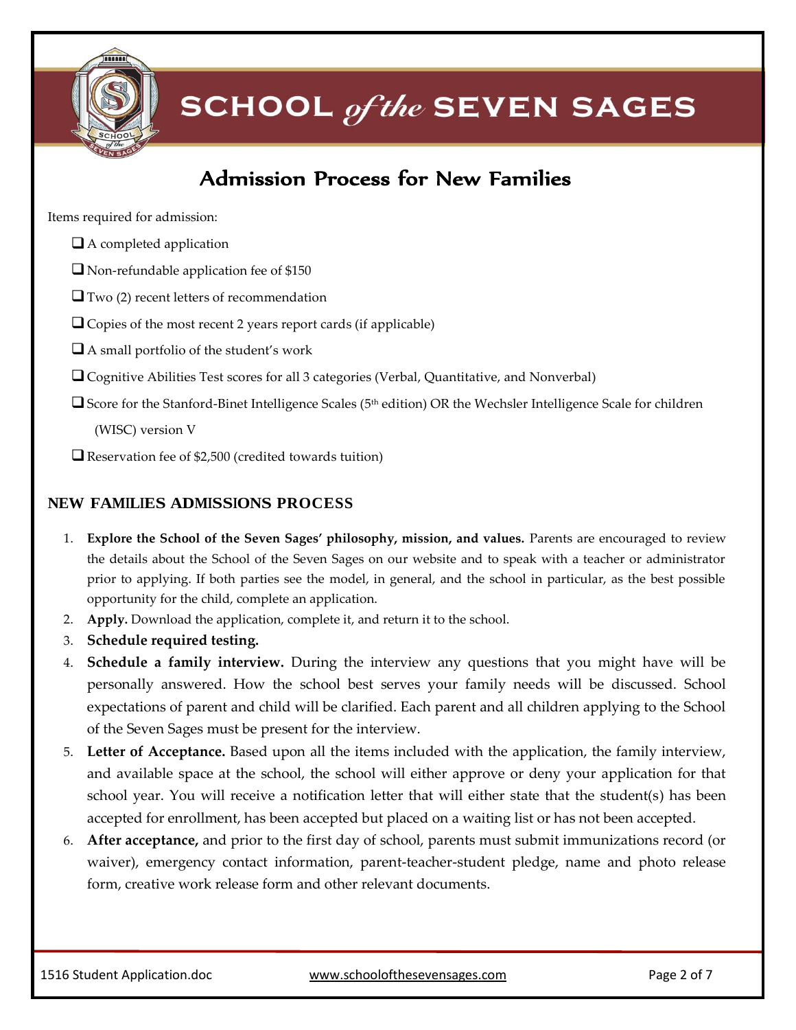# SCHOOL *of the* SEVEN SAGES

## Admission Process for New Families

Items required for admission:

- ☐ A completed application
- ☐ Non-refundable application fee of $150
- ☐ Two (2) recent letters of recommendation
- ☐ Copies of the most recent 2 years report cards (if applicable)
- ☐ A small portfolio of the student's work
- ☐ Cognitive Abilities Test scores for all 3 categories (Verbal, Quantitative, and Nonverbal)
- ☐ Score for the Stanford-Binet Intelligence Scales (5th edition) OR the Wechsler Intelligence Scale for children (WISC) version V
- ☐ Reservation fee of $2,500 (credited towards tuition)

### NEW FAMILIES ADMISSIONS PROCESS

1. **Explore the School of the Seven Sages' philosophy, mission, and values.** Parents are encouraged to review the details about the School of the Seven Sages on our website and to speak with a teacher or administrator prior to applying. If both parties see the model, in general, and the school in particular, as the best possible opportunity for the child, complete an application.
2. **Apply.** Download the application, complete it, and return it to the school.
3. **Schedule required testing.**
4. **Schedule a family interview.** During the interview any questions that you might have will be personally answered. How the school best serves your family needs will be discussed. School expectations of parent and child will be clarified. Each parent and all children applying to the School of the Seven Sages must be present for the interview.
5. **Letter of Acceptance.** Based upon all the items included with the application, the family interview, and available space at the school, the school will either approve or deny your application for that school year. You will receive a notification letter that will either state that the student(s) has been accepted for enrollment, has been accepted but placed on a waiting list or has not been accepted.
6. **After acceptance,** and prior to the first day of school, parents must submit immunizations record (or waiver), emergency contact information, parent-teacher-student pledge, name and photo release form, creative work release form and other relevant documents.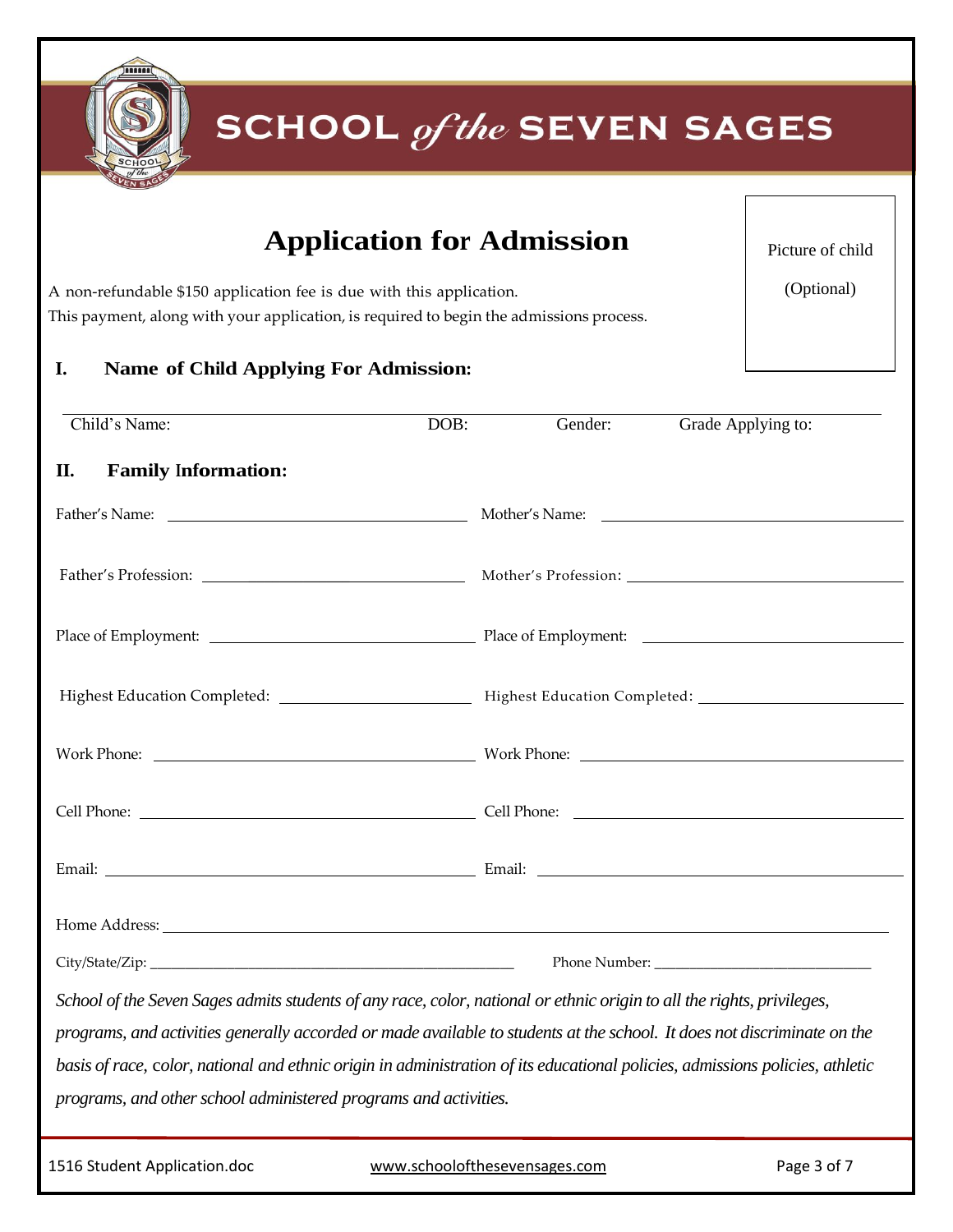# SCHOOL *of the* SEVEN SAGES

## Application for Admission

Picture of child (Optional)

A non-refundable $150 application fee is due with this application.
This payment, along with your application, is required to begin the admissions process.

### I. Name of Child Applying For Admission:

Child's Name: DOB: Gender: Grade Applying to:

### II. Family Information:

| | |
|---|---|
| Father's Name: | Mother's Name: |
| Father's Profession: | Mother's Profession: |
| Place of Employment: | Place of Employment: |
| Highest Education Completed: | Highest Education Completed: |
| Work Phone: | Work Phone: |
| Cell Phone: | Cell Phone: |
| Email: | Email: |

Home Address: ______________________________

City/State/Zip: ______________________________ Phone Number: ______________________________

*School of the Seven Sages admits students of any race, color, national or ethnic origin to all the rights, privileges, programs, and activities generally accorded or made available to students at the school. It does not discriminate on the basis of race, color, national and ethnic origin in administration of its educational policies, admissions policies, athletic programs, and other school administered programs and activities.*

1516 Student Application.doc www.schoolofthesevensages.com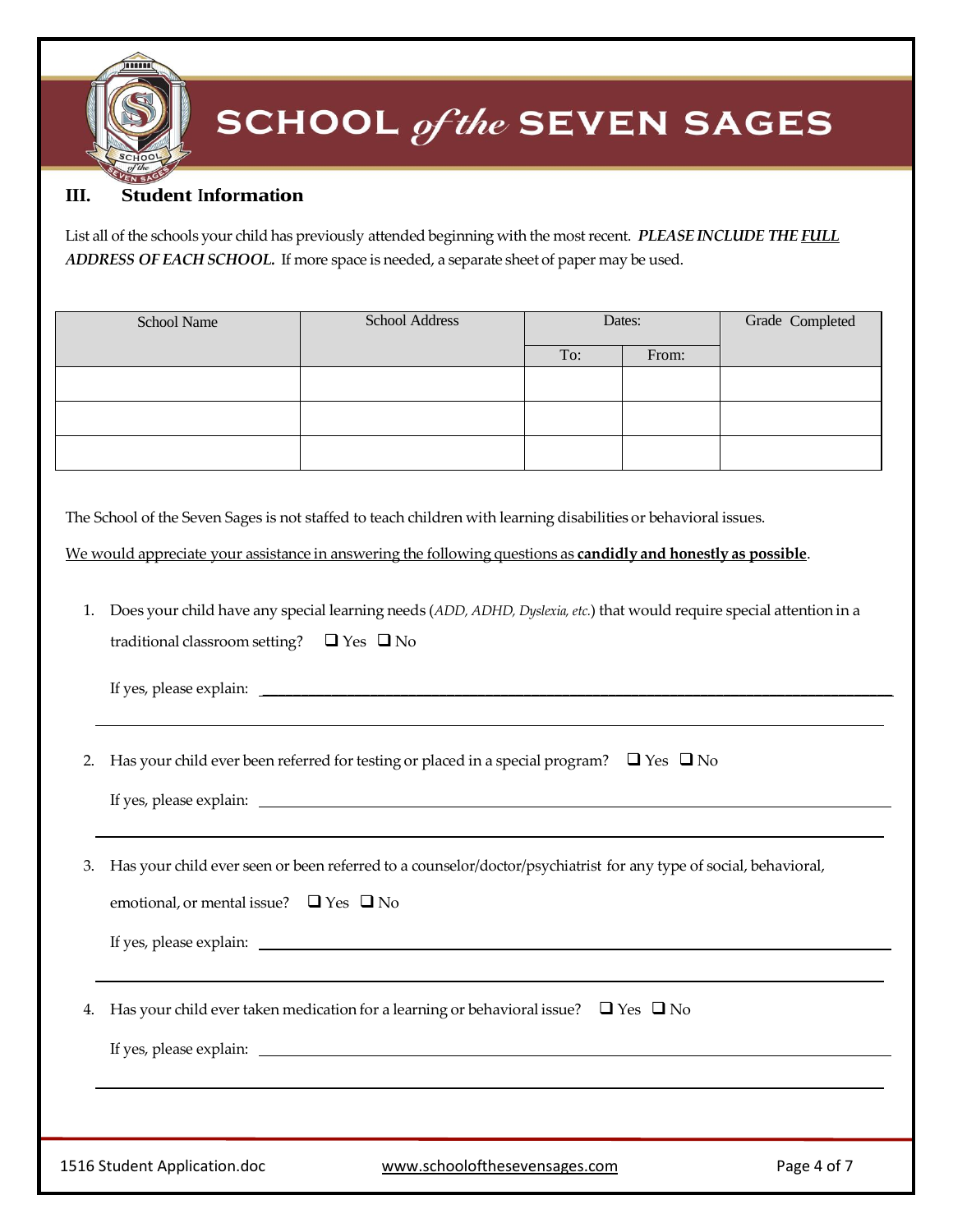## III. Student Information

List all of the schools your child has previously attended beginning with the most recent. ***PLEASE INCLUDE THE <u>FULL</u> ADDRESS OF EACH SCHOOL.*** If more space is needed, a separate sheet of paper may be used.

| School Name | School Address | Dates: | | Grade Completed |
|---|---|---|---|---|
| | | To: | From: | |
| | | | | |
| | | | | |
| | | | | |

The School of the Seven Sages is not staffed to teach children with learning disabilities or behavioral issues.

<u>We would appreciate your assistance in answering the following questions as **candidly and honestly as possible**</u>.

1. Does your child have any special learning needs (*ADD, ADHD, Dyslexia, etc.*) that would require special attention in a traditional classroom setting? ❑ Yes ❑ No

   If yes, please explain: ______________________________________________

   ______________________________________________

2. Has your child ever been referred for testing or placed in a special program? ❑ Yes ❑ No

   If yes, please explain: ______________________________________________

   ______________________________________________

3. Has your child ever seen or been referred to a counselor/doctor/psychiatrist for any type of social, behavioral, emotional, or mental issue? ❑ Yes ❑ No

   If yes, please explain: ______________________________________________

   ______________________________________________

4. Has your child ever taken medication for a learning or behavioral issue? ❑ Yes ❑ No

   If yes, please explain: ______________________________________________

   ______________________________________________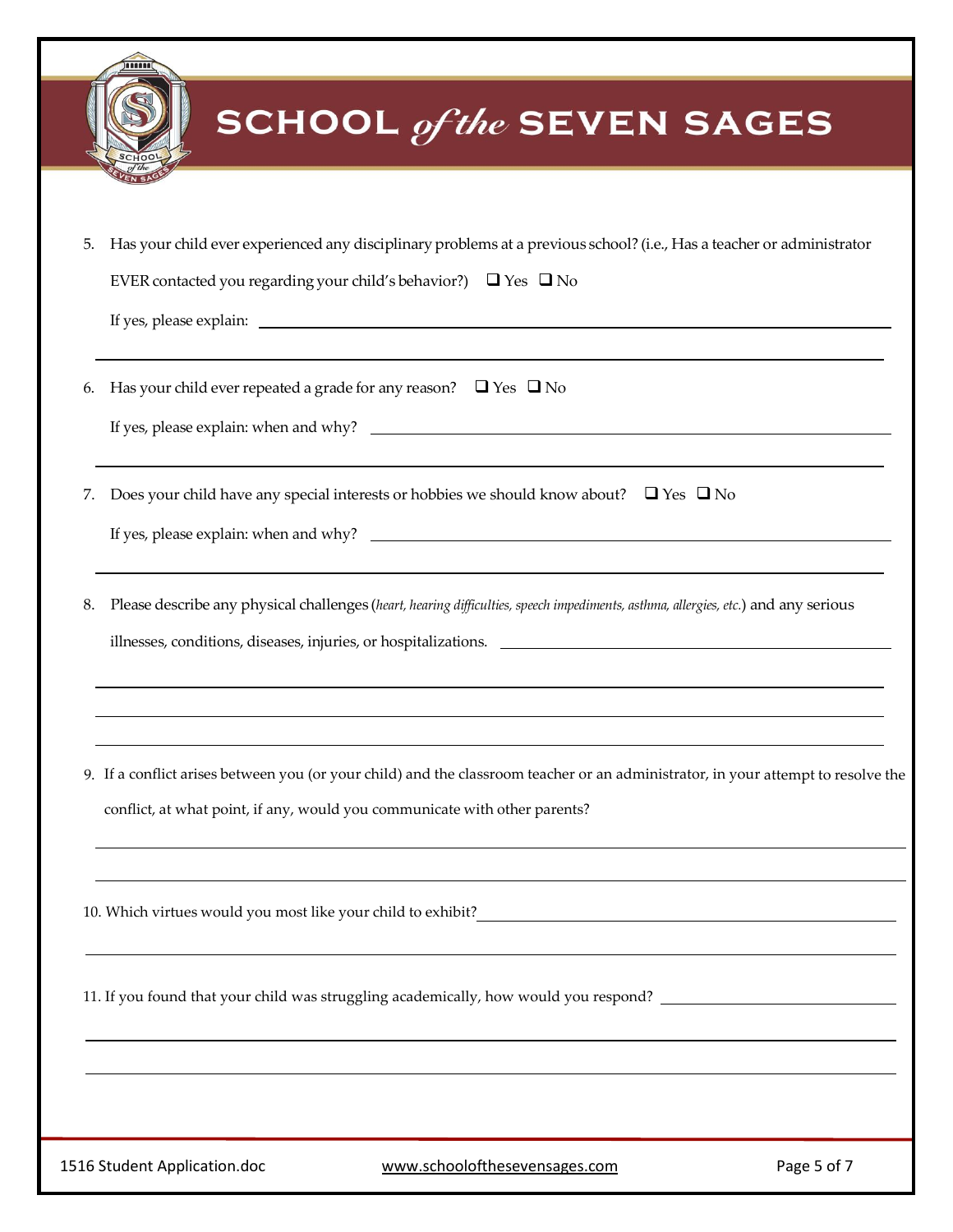# SCHOOL *of the* SEVEN SAGES

5. Has your child ever experienced any disciplinary problems at a previous school? (i.e., Has a teacher or administrator EVER contacted you regarding your child's behavior?) ❑ Yes ❑ No

   If yes, please explain: \_\_\_\_\_\_\_\_\_\_\_\_\_\_\_\_\_\_\_\_\_\_\_\_\_\_\_\_\_\_\_\_\_\_\_\_\_\_\_\_

6. Has your child ever repeated a grade for any reason? ❑ Yes ❑ No

   If yes, please explain: when and why? \_\_\_\_\_\_\_\_\_\_\_\_\_\_\_\_\_\_\_\_\_\_\_\_\_\_\_\_\_\_\_\_\_\_\_\_\_\_\_\_

7. Does your child have any special interests or hobbies we should know about? ❑ Yes ❑ No

   If yes, please explain: when and why? \_\_\_\_\_\_\_\_\_\_\_\_\_\_\_\_\_\_\_\_\_\_\_\_\_\_\_\_\_\_\_\_\_\_\_\_\_\_\_\_

8. Please describe any physical challenges (*heart, hearing difficulties, speech impediments, asthma, allergies, etc.*) and any serious illnesses, conditions, diseases, injuries, or hospitalizations. \_\_\_\_\_\_\_\_\_\_\_\_\_\_\_\_\_\_\_\_\_\_\_\_\_\_\_\_\_\_\_\_\_\_\_\_\_\_\_\_

9. If a conflict arises between you (or your child) and the classroom teacher or an administrator, in your attempt to resolve the conflict, at what point, if any, would you communicate with other parents?

   \_\_\_\_\_\_\_\_\_\_\_\_\_\_\_\_\_\_\_\_\_\_\_\_\_\_\_\_\_\_\_\_\_\_\_\_\_\_\_\_

10. Which virtues would you most like your child to exhibit? \_\_\_\_\_\_\_\_\_\_\_\_\_\_\_\_\_\_\_\_\_\_\_\_\_\_\_\_\_\_\_\_\_\_\_\_\_\_\_\_

11. If you found that your child was struggling academically, how would you respond? \_\_\_\_\_\_\_\_\_\_\_\_\_\_\_\_\_\_\_\_\_\_\_\_\_\_\_\_\_\_\_\_\_\_\_\_\_\_\_\_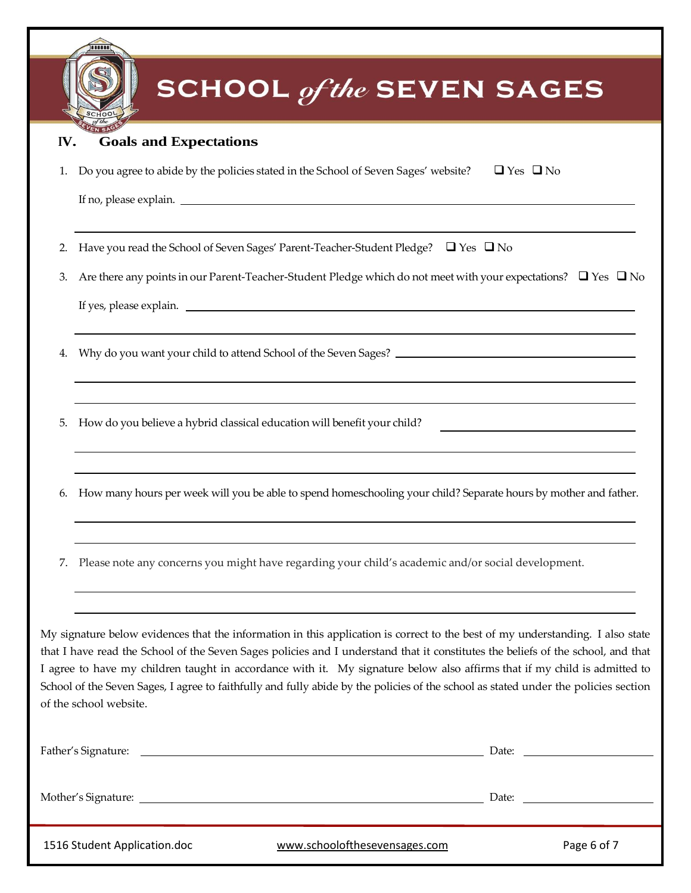## IV. Goals and Expectations

1. Do you agree to abide by the policies stated in the School of Seven Sages' website? ☐ Yes ☐ No

   If no, please explain. ____________________________________________

   ____________________________________________

2. Have you read the School of Seven Sages' Parent-Teacher-Student Pledge? ☐ Yes ☐ No

3. Are there any points in our Parent-Teacher-Student Pledge which do not meet with your expectations? ☐ Yes ☐ No

   If yes, please explain. ____________________________________________

   ____________________________________________

4. Why do you want your child to attend School of the Seven Sages? ____________________________________________

   ____________________________________________

   ____________________________________________

5. How do you believe a hybrid classical education will benefit your child? ____________________________________________

   ____________________________________________

   ____________________________________________

6. How many hours per week will you be able to spend homeschooling your child? Separate hours by mother and father.

   ____________________________________________

   ____________________________________________

7. Please note any concerns you might have regarding your child's academic and/or social development.

   ____________________________________________

   ____________________________________________

My signature below evidences that the information in this application is correct to the best of my understanding. I also state that I have read the School of the Seven Sages policies and I understand that it constitutes the beliefs of the school, and that I agree to have my children taught in accordance with it. My signature below also affirms that if my child is admitted to School of the Seven Sages, I agree to faithfully and fully abide by the policies of the school as stated under the policies section of the school website.

Father's Signature: ____________________________________________ Date: ____________________

Mother's Signature: ____________________________________________ Date: ____________________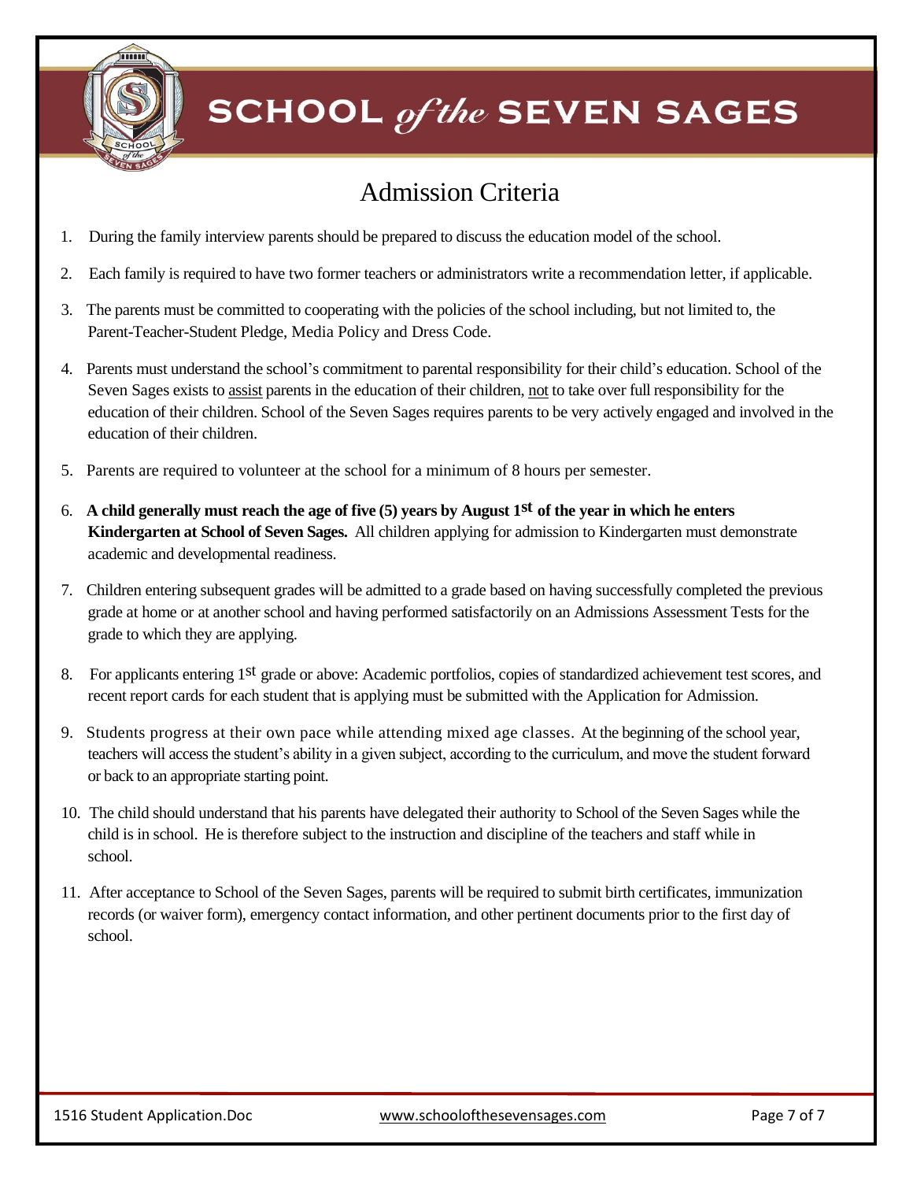# SCHOOL *of the* SEVEN SAGES

## Admission Criteria

1. During the family interview parents should be prepared to discuss the education model of the school.
2. Each family is required to have two former teachers or administrators write a recommendation letter, if applicable.
3. The parents must be committed to cooperating with the policies of the school including, but not limited to, the Parent-Teacher-Student Pledge, Media Policy and Dress Code.
4. Parents must understand the school's commitment to parental responsibility for their child's education. School of the Seven Sages exists to <u>assist</u> parents in the education of their children, <u>not</u> to take over full responsibility for the education of their children. School of the Seven Sages requires parents to be very actively engaged and involved in the education of their children.
5. Parents are required to volunteer at the school for a minimum of 8 hours per semester.
6. **A child generally must reach the age of five (5) years by August 1st of the year in which he enters Kindergarten at School of Seven Sages.** All children applying for admission to Kindergarten must demonstrate academic and developmental readiness.
7. Children entering subsequent grades will be admitted to a grade based on having successfully completed the previous grade at home or at another school and having performed satisfactorily on an Admissions Assessment Tests for the grade to which they are applying.
8. For applicants entering 1st grade or above: Academic portfolios, copies of standardized achievement test scores, and recent report cards for each student that is applying must be submitted with the Application for Admission.
9. Students progress at their own pace while attending mixed age classes. At the beginning of the school year, teachers will access the student's ability in a given subject, according to the curriculum, and move the student forward or back to an appropriate starting point.
10. The child should understand that his parents have delegated their authority to School of the Seven Sages while the child is in school. He is therefore subject to the instruction and discipline of the teachers and staff while in school.
11. After acceptance to School of the Seven Sages, parents will be required to submit birth certificates, immunization records (or waiver form), emergency contact information, and other pertinent documents prior to the first day of school.